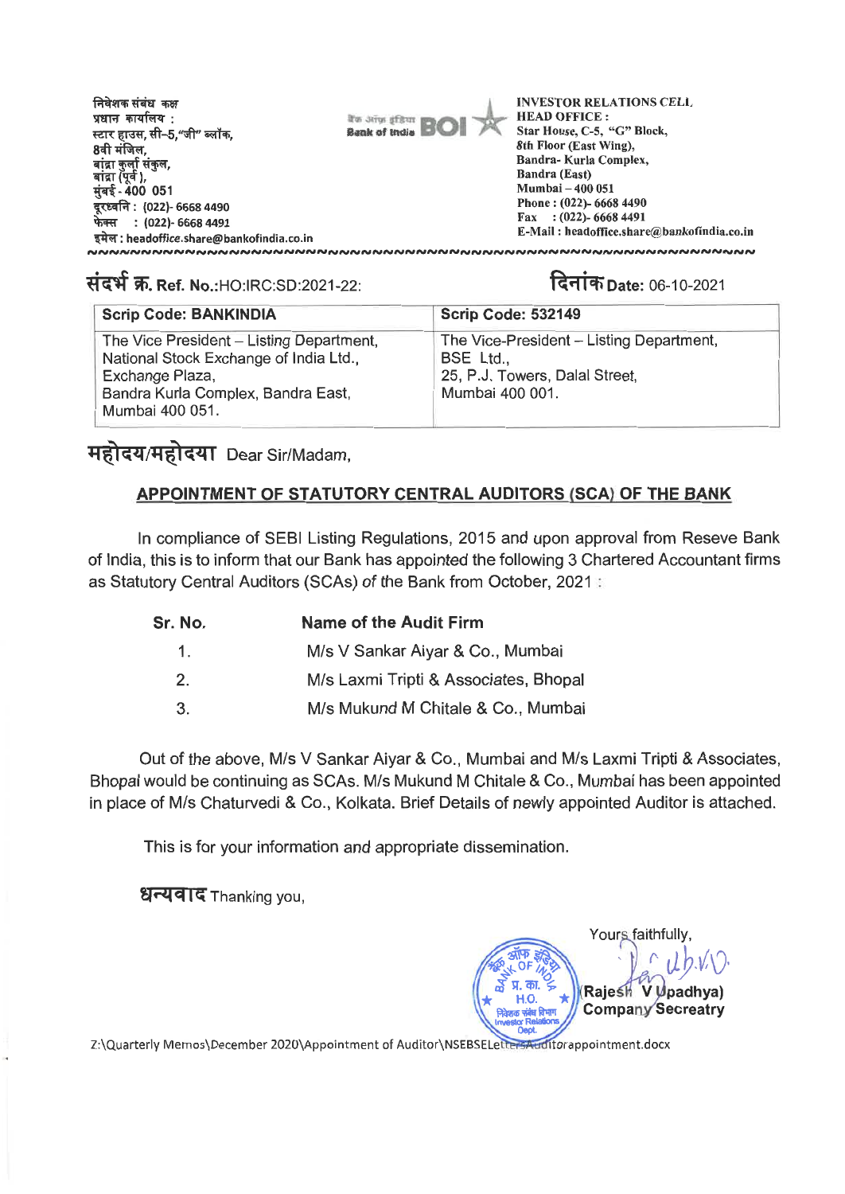निवेशक संबंध कक्ष
प्रधान कार्यालय :
स्टार हाउस, सी-5,"जी" ब्लॉक,
8वी मंजिल,
बांद्रा कुर्ला संकुल,
बांद्रा (पूर्व),
मुंबई - 400 051
दूरध्वनि : (022)- 6668 4490
फेक्स : (022)- 6668 4491
इमेल : headoffice.share@bankofindia.co.in

बैंक ऑफ इंडिया Bank of India BOI

INVESTOR RELATIONS CELL
HEAD OFFICE :
Star House, C-5, "G" Block,
8th Floor (East Wing),
Bandra- Kurla Complex,
Bandra (East)
Mumbai – 400 051
Phone : (022)- 6668 4490
Fax : (022)- 6668 4491
E-Mail : headoffice.share@bankofindia.co.in

संदर्भ क्र. Ref. No.:HO:IRC:SD:2021-22:

दिनांक Date: 06-10-2021

| Scrip Code: BANKINDIA | Scrip Code: 532149 |
|---|---|
| The Vice President – Listing Department, National Stock Exchange of India Ltd., Exchange Plaza, Bandra Kurla Complex, Bandra East, Mumbai 400 051. | The Vice-President – Listing Department, BSE Ltd., 25, P.J. Towers, Dalal Street, Mumbai 400 001. |

महोदय/महोदया Dear Sir/Madam,

**APPOINTMENT OF STATUTORY CENTRAL AUDITORS (SCA) OF THE BANK**

In compliance of SEBI Listing Regulations, 2015 and upon approval from Reseve Bank of India, this is to inform that our Bank has appointed the following 3 Chartered Accountant firms as Statutory Central Auditors (SCAs) of the Bank from October, 2021 :

| Sr. No. | Name of the Audit Firm |
|---|---|
| 1. | M/s V Sankar Aiyar & Co., Mumbai |
| 2. | M/s Laxmi Tripti & Associates, Bhopal |
| 3. | M/s Mukund M Chitale & Co., Mumbai |

Out of the above, M/s V Sankar Aiyar & Co., Mumbai and M/s Laxmi Tripti & Associates, Bhopal would be continuing as SCAs. M/s Mukund M Chitale & Co., Mumbai has been appointed in place of M/s Chaturvedi & Co., Kolkata. Brief Details of newly appointed Auditor is attached.

This is for your information and appropriate dissemination.

धन्यवाद Thanking you,

Yours faithfully,

(Rajesh V Upadhya)
Company Secreatry

Z:\Quarterly Memos\December 2020\Appointment of Auditor\NSEBSELetterSAuditorappointment.docx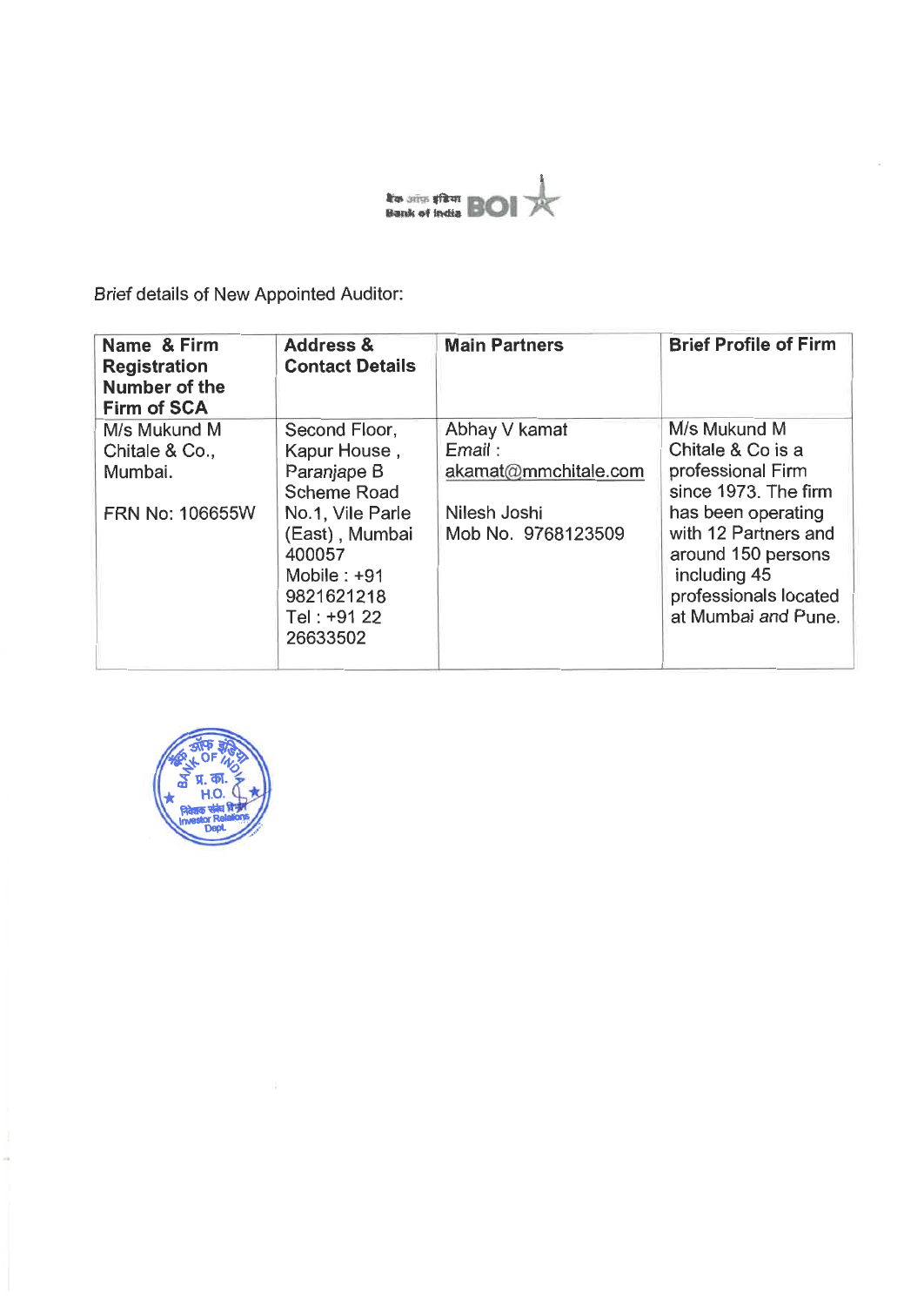*Brief* details of New Appointed Auditor:

| Name & Firm Registration Number of the Firm of SCA | Address & Contact Details | Main Partners | Brief Profile of Firm |
|---|---|---|---|
| M/s Mukund M Chitale & Co., Mumbai.<br><br>FRN No: 106655W | Second Floor, Kapur House , Paranjape B Scheme Road No.1, Vile Parle (East) , Mumbai 400057<br>Mobile : +91 9821621218<br>Tel : +91 22 26633502 | Abhay V kamat<br>*Email* : akamat@mmchitale.com<br><br>Nilesh Joshi<br>Mob No. 9768123509 | M/s Mukund M Chitale & Co is a professional Firm since 1973. The firm has been operating with 12 Partners and around 150 persons including 45 professionals located at Mumbai *and* Pune. |